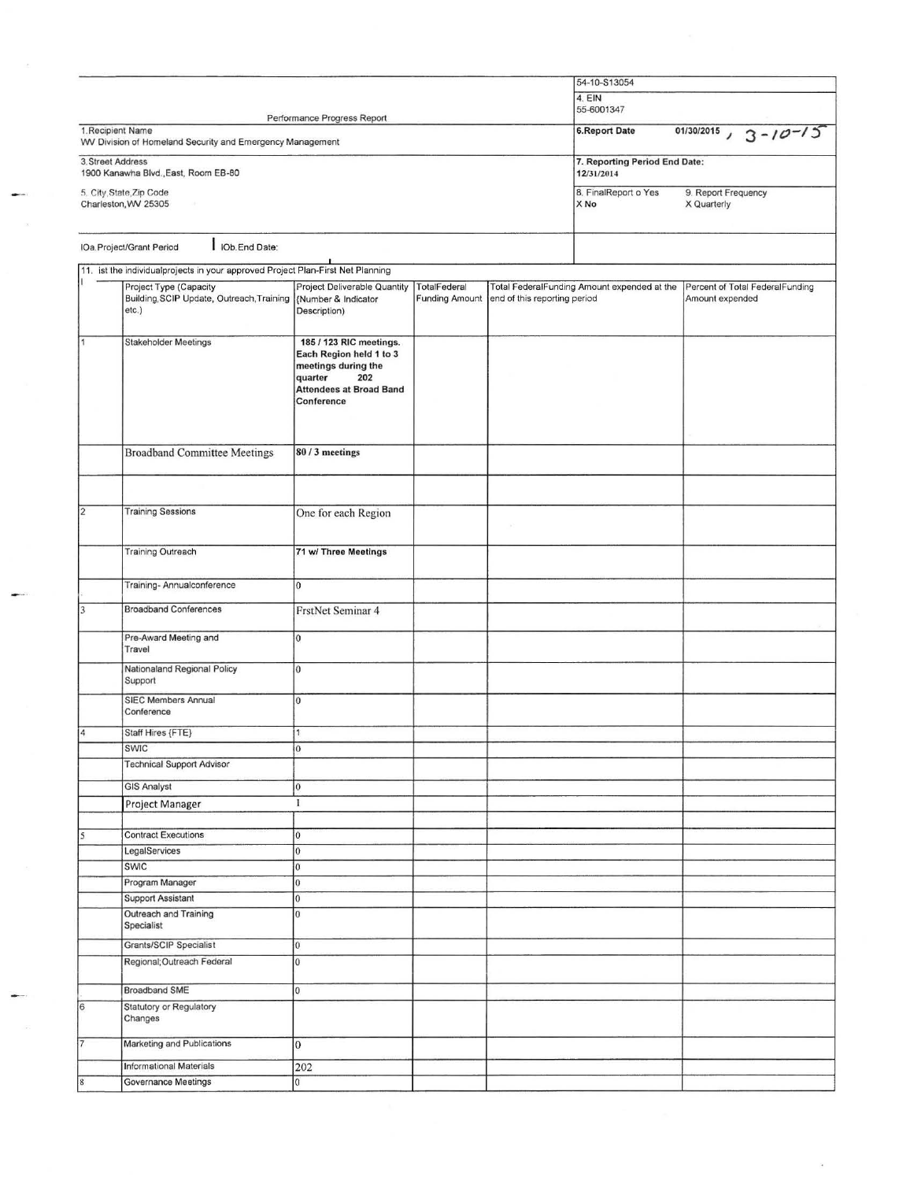## Performance Progress Report

| | |
|---|---|
| | 54-10-S13054 |
| | 4. EIN 55-6001347 |
| 1.Recipient Name WV Division of Homeland Security and Emergency Management | 6.Report Date 01/30/2015 , 3-10-15 |
| 3.Street Address 1900 Kanawha Blvd.,East, Room EB-80 | 7. Reporting Period End Date: 12/31/2014 |
| 5. City,State,Zip Code Charleston,WV 25305 | 8. FinalReport o Yes X No — 9. Report Frequency X Quarterly |
| 10a.Project/Grant Period — 10b.End Date: | |

11. ist the individualprojects in your approved Project Plan-First Net Planning

| | Project Type (Capacity Building,SCIP Update, Outreach,Training etc.) | Project Deliverable Quantity (Number & Indicator Description) | TotalFederal Funding Amount | Total FederalFunding Amount expended at the end of this reporting period | Percent of Total FederalFunding Amount expended |
|---|---|---|---|---|---|
| 1 | Stakeholder Meetings | 185 / 123 RIC meetings. Each Region held 1 to 3 meetings during the quarter 202 Attendees at Broad Band Conference | | | |
| | Broadband Committee Meetings | 80 / 3 meetings | | | |
| | | | | | |
| 2 | Training Sessions | One for each Region | | | |
| | Training Outreach | 71 w/ Three Meetings | | | |
| | Training- Annualconference | 0 | | | |
| 3 | Broadband Conferences | FrstNet Seminar 4 | | | |
| | Pre-Award Meeting and Travel | 0 | | | |
| | Nationaland Regional Policy Support | 0 | | | |
| | SIEC Members Annual Conference | 0 | | | |
| 4 | Staff Hires (FTE) | 1 | | | |
| | SWIC | 0 | | | |
| | Technical Support Advisor | | | | |
| | GIS Analyst | 0 | | | |
| | Project Manager | 1 | | | |
| | | | | | |
| 5 | Contract Executions | 0 | | | |
| | LegalServices | 0 | | | |
| | SWIC | 0 | | | |
| | Program Manager | 0 | | | |
| | Support Assistant | 0 | | | |
| | Outreach and Training Specialist | 0 | | | |
| | Grants/SCIP Specialist | 0 | | | |
| | Regional;Outreach Federal | 0 | | | |
| | Broadband SME | 0 | | | |
| 6 | Statutory or Regulatory Changes | | | | |
| 7 | Marketing and Publications | 0 | | | |
| | Informational Materials | 202 | | | |
| 8 | Governance Meetings | 0 | | | |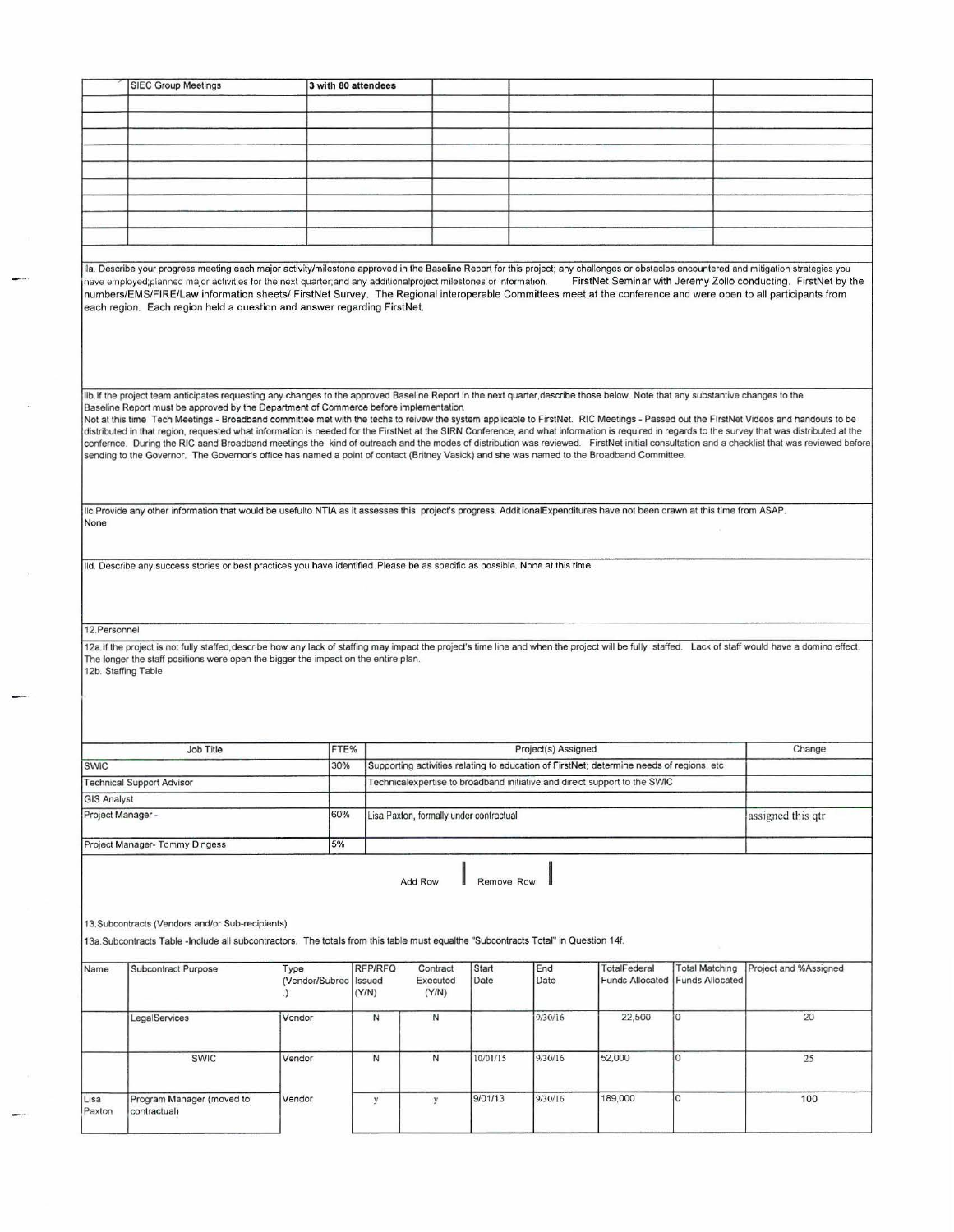| | | | | | | |
|---|---|---|---|---|---|---|
| | SIEC Group Meetings | 3 with 80 attendees | | | | |
| | | | | | | |
| | | | | | | |
| | | | | | | |
| | | | | | | |
| | | | | | | |
| | | | | | | |
| | | | | | | |
| | | | | | | |
| | | | | | | |

11a. Describe your progress meeting each major activity/milestone approved in the Baseline Report for this project; any challenges or obstacles encountered and mitigation strategies you have employed;planned major activities for the next quarter;and any additionalproject milestones or information. FirstNet Seminar with Jeremy Zollo conducting. FirstNet by the numbers/EMS/FIRE/Law information sheets/ FirstNet Survey. The Regional interoperable Committees meet at the conference and were open to all participants from each region. Each region held a question and answer regarding FirstNet.

11b.If the project team anticipates requesting any changes to the approved Baseline Report in the next quarter,describe those below. Note that any substantive changes to the Baseline Report must be approved by the Department of Commerce before implementation.
Not at this time Tech Meetings - Broadband committee met with the techs to reivew the system applicable to FirstNet. RIC Meetings - Passed out the FIrstNet Videos and handouts to be distributed in that region, requested what information is needed for the FirstNet at the SIRN Conference, and what information is required in regards to the survey that was distributed at the confernce. During the RIC aand Broadband meetings the kind of outreach and the modes of distribution was reviewed. FirstNet initial consultation and a checklist that was reviewed before sending to the Governor. The Governor's office has named a point of contact (Britney Vasick) and she was named to the Broadband Committee.

11c.Provide any other information that would be usefulto NTIA as it assesses this project's progress. AdditionalExpenditures have not been drawn at this time from ASAP.
None

11d. Describe any success stories or best practices you have identified.Please be as specific as possible. None at this time.

12.Personnel

12a.If the project is not fully staffed,describe how any lack of staffing may impact the project's time line and when the project will be fully staffed. Lack of staff would have a domino effect. The longer the staff positions were open the bigger the impact on the entire plan.

12b. Staffing Table

| Job Title | FTE% | Project(s) Assigned | Change |
|---|---|---|---|
| SWIC | 30% | Supporting activities relating to education of FirstNet; determine needs of regions. etc | |
| Technical Support Advisor | | Technicalexpertise to broadband initiative and direct support to the SWIC | |
| GIS Analyst | | | |
| Project Manager - | 60% | Lisa Paxton, formally under contractual | assigned this qtr |
| Project Manager- Tommy Dingess | 5% | | |

Add Row Remove Row

13.Subcontracts (Vendors and/or Sub-recipients)

13a.Subcontracts Table -Include all subcontractors. The totals from this table must equalthe "Subcontracts Total" in Question 14f.

| Name | Subcontract Purpose | Type (Vendor/Subrec.) | RFP/RFQ Issued (Y/N) | Contract Executed (Y/N) | Start Date | End Date | TotalFederal Funds Allocated | Total Matching Funds Allocated | Project and %Assigned |
|---|---|---|---|---|---|---|---|---|---|
| | LegalServices | Vendor | N | N | | 9/30/16 | 22,500 | 0 | 20 |
| | SWIC | Vendor | N | N | 10/01/15 | 9/30/16 | 52,000 | 0 | 25 |
| Lisa Paxton | Program Manager (moved to contractual) | Vendor | y | y | 9/01/13 | 9/30/16 | 189,000 | 0 | 100 |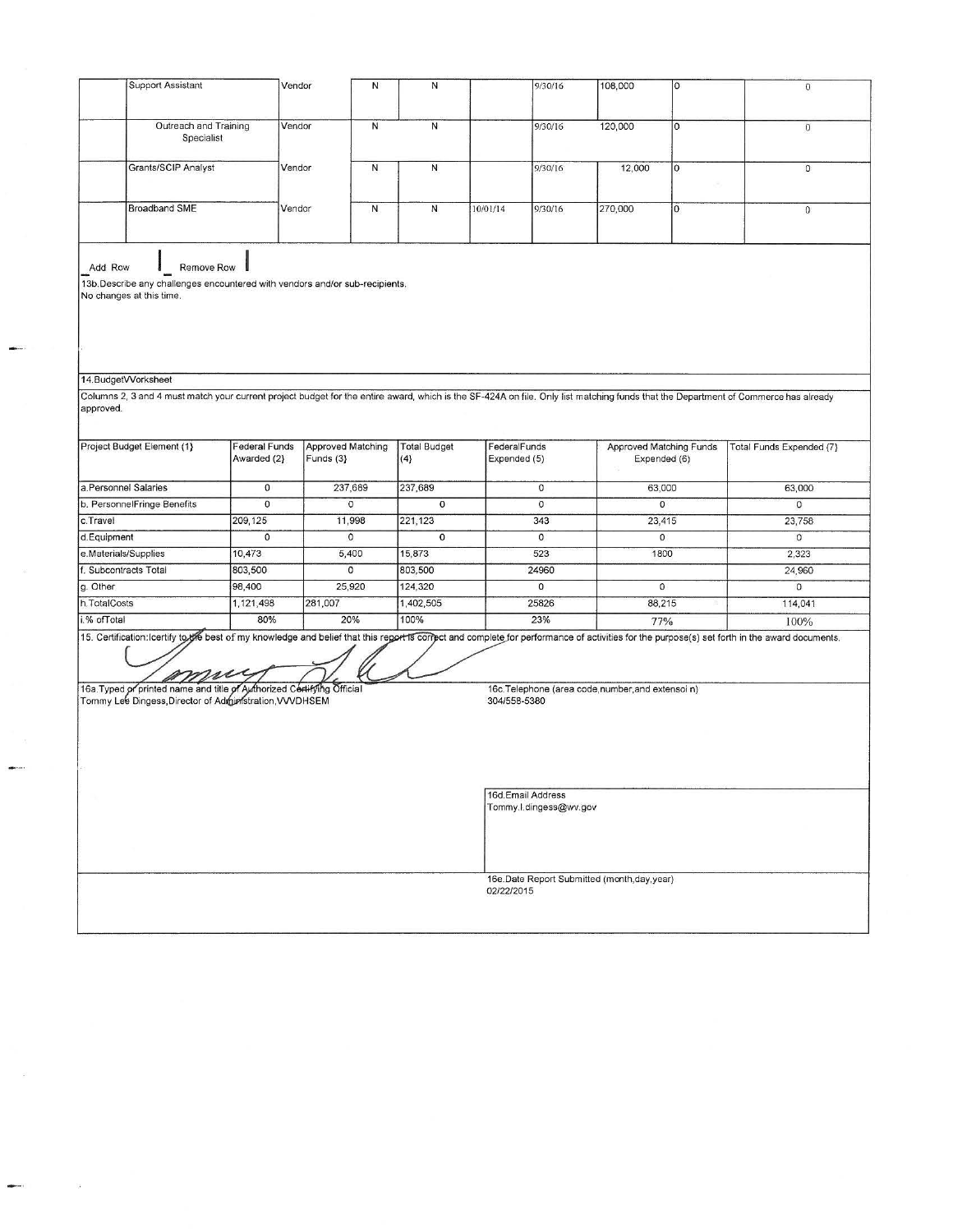| | | | | | | | | | |
|---|---|---|---|---|---|---|---|---|---|
| | Support Assistant | Vendor | N | N | | 9/30/16 | 108,000 | 0 | 0 |
| | Outreach and Training Specialist | Vendor | N | N | | 9/30/16 | 120,000 | 0 | 0 |
| | Grants/SCIP Analyst | Vendor | N | N | | 9/30/16 | 12,000 | 0 | 0 |
| | Broadband SME | Vendor | N | N | 10/01/14 | 9/30/16 | 270,000 | 0 | 0 |

Add Row Remove Row

13b.Describe any challenges encountered with vendors and/or sub-recipients.
No changes at this time.

14.BudgetWorksheet

Columns 2, 3 and 4 must match your current project budget for the entire award, which is the SF-424A on file. Only list matching funds that the Department of Commerce has already approved.

| Project Budget Element (1) | Federal Funds Awarded (2) | Approved Matching Funds (3) | Total Budget (4) | FederalFunds Expended (5) | Approved Matching Funds Expended (6) | Total Funds Expended (7) |
|---|---|---|---|---|---|---|
| a.Personnel Salaries | 0 | 237,689 | 237,689 | 0 | 63,000 | 63,000 |
| b. PersonnelFringe Benefits | 0 | 0 | 0 | 0 | 0 | 0 |
| c.Travel | 209,125 | 11,998 | 221,123 | 343 | 23,415 | 23,758 |
| d.Equipment | 0 | 0 | 0 | 0 | 0 | 0 |
| e.Materials/Supplies | 10,473 | 5,400 | 15,873 | 523 | 1800 | 2,323 |
| f. Subcontracts Total | 803,500 | 0 | 803,500 | 24960 | | 24,960 |
| g. Other | 98,400 | 25,920 | 124,320 | 0 | 0 | 0 |
| h.TotalCosts | 1,121,498 | 281,007 | 1,402,505 | 25826 | 88,215 | 114,041 |
| i.% ofTotal | 80% | 20% | 100% | 23% | 77% | 100% |

15. Certification:Icertify to the best of my knowledge and belief that this report is correct and complete for performance of activities for the purpose(s) set forth in the award documents.

16a.Typed or printed name and title of Authorized Certifying Official
Tommy Lee Dingess,Director of Administration,WVDHSEM

16c.Telephone (area code,number,and extensoi n)
304/558-5380

16d.Email Address
Tommy.l.dingess@wv.gov

16e.Date Report Submitted (month,day,year)
02/22/2015